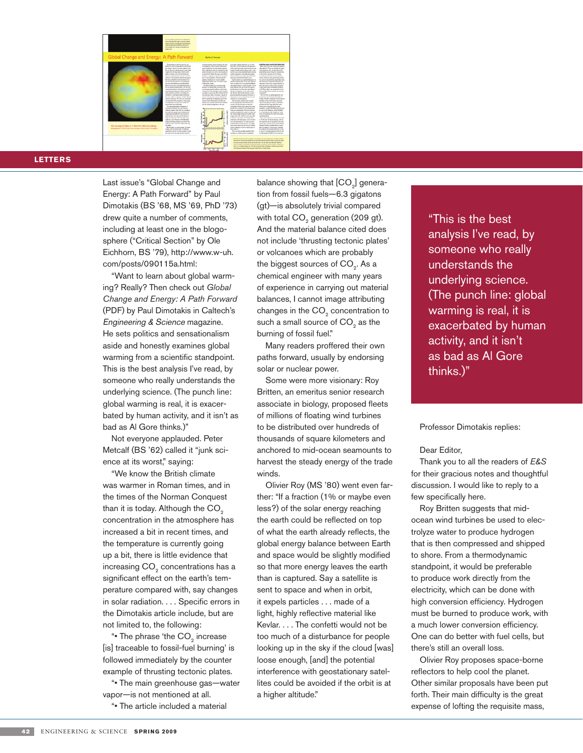## LETTERS

Last issue's "Global Change and Energy: A Path Forward" by Paul Dimotakis (BS '68, MS '69, PhD '73) drew quite a number of comments, including at least one in the blogosphere ("Critical Section" by Ole Eichhorn, BS '79), http://www.w-uh.com/posts/090115a.html:

"Want to learn about global warming? Really? Then check out *Global Change and Energy: A Path Forward* (PDF) by Paul Dimotakis in Caltech's *Engineering & Science* magazine. He sets politics and sensationalism aside and honestly examines global warming from a scientific standpoint. This is the best analysis I've read, by someone who really understands the underlying science. (The punch line: global warming is real, it is exacerbated by human activity, and it isn't as bad as Al Gore thinks.)"

Not everyone applauded. Peter Metcalf (BS '62) called it "junk science at its worst," saying:

"We know the British climate was warmer in Roman times, and in the times of the Norman Conquest than it is today. Although the $CO_2$ concentration in the atmosphere has increased a bit in recent times, and the temperature is currently going up a bit, there is little evidence that increasing $CO_2$ concentrations has a significant effect on the earth's temperature compared with, say changes in solar radiation. . . . Specific errors in the Dimotakis article include, but are not limited to, the following:

"• The phrase 'the $CO_2$ increase [is] traceable to fossil-fuel burning' is followed immediately by the counter example of thrusting tectonic plates.

"• The main greenhouse gas—water vapor—is not mentioned at all.

"• The article included a material balance showing that [$CO_2$] generation from fossil fuels—6.3 gigatons (gt)—is absolutely trivial compared with total $CO_2$ generation (209 gt). And the material balance cited does not include 'thrusting tectonic plates' or volcanoes which are probably the biggest sources of $CO_2$. As a chemical engineer with many years of experience in carrying out material balances, I cannot image attributing changes in the $CO_2$ concentration to such a small source of $CO_2$ as the burning of fossil fuel."

Many readers proffered their own paths forward, usually by endorsing solar or nuclear power.

Some were more visionary: Roy Britten, an emeritus senior research associate in biology, proposed fleets of millions of floating wind turbines to be distributed over hundreds of thousands of square kilometers and anchored to mid-ocean seamounts to harvest the steady energy of the trade winds.

Olivier Roy (MS '80) went even farther: "If a fraction (1% or maybe even less?) of the solar energy reaching the earth could be reflected on top of what the earth already reflects, the global energy balance between Earth and space would be slightly modified so that more energy leaves the earth than is captured. Say a satellite is sent to space and when in orbit, it expels particles . . . made of a light, highly reflective material like Kevlar. . . . The confetti would not be too much of a disturbance for people looking up in the sky if the cloud [was] loose enough, [and] the potential interference with geostationary satellites could be avoided if the orbit is at a higher altitude."

> "This is the best analysis I've read, by someone who really understands the underlying science. (The punch line: global warming is real, it is exacerbated by human activity, and it isn't as bad as Al Gore thinks.)"

Professor Dimotakis replies:

Dear Editor,

Thank you to all the readers of *E&S* for their gracious notes and thoughtful discussion. I would like to reply to a few specifically here.

Roy Britten suggests that mid-ocean wind turbines be used to electrolyze water to produce hydrogen that is then compressed and shipped to shore. From a thermodynamic standpoint, it would be preferable to produce work directly from the electricity, which can be done with high conversion efficiency. Hydrogen must be burned to produce work, with a much lower conversion efficiency. One can do better with fuel cells, but there's still an overall loss.

Olivier Roy proposes space-borne reflectors to help cool the planet. Other similar proposals have been put forth. Their main difficulty is the great expense of lofting the requisite mass,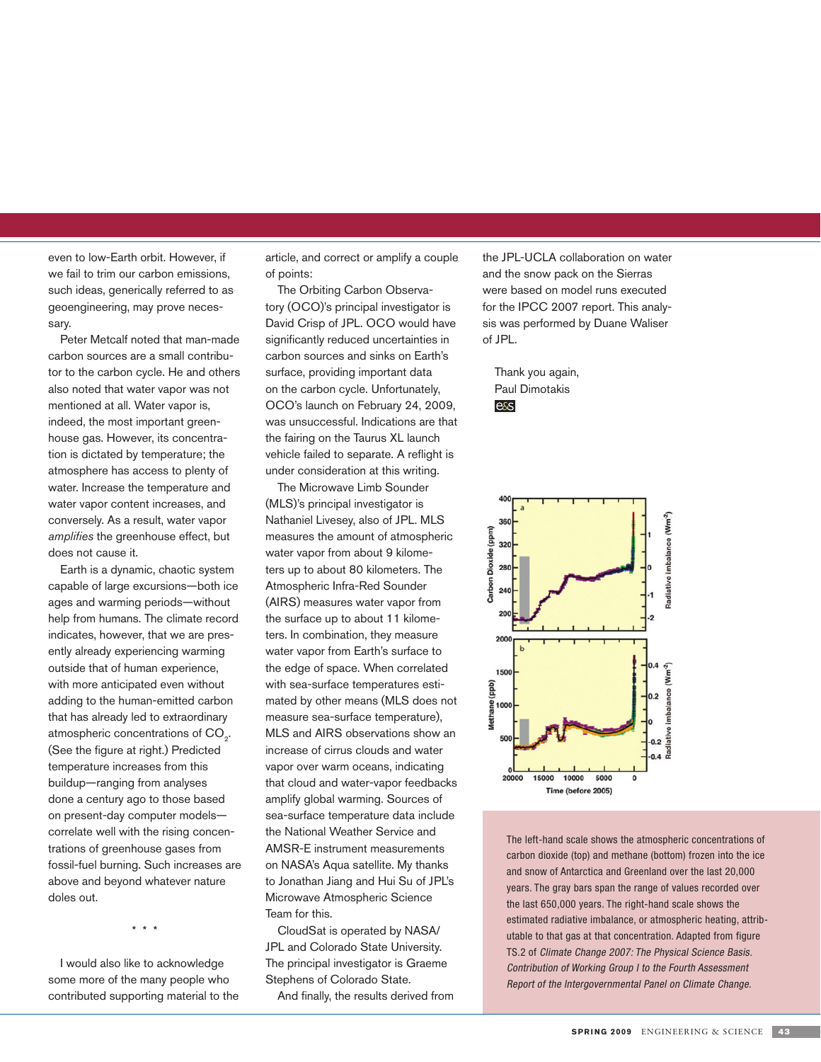even to low-Earth orbit. However, if we fail to trim our carbon emissions, such ideas, generically referred to as geoengineering, may prove necessary.

Peter Metcalf noted that man-made carbon sources are a small contributor to the carbon cycle. He and others also noted that water vapor was not mentioned at all. Water vapor is, indeed, the most important greenhouse gas. However, its concentration is dictated by temperature; the atmosphere has access to plenty of water. Increase the temperature and water vapor content increases, and conversely. As a result, water vapor *amplifies* the greenhouse effect, but does not cause it.

Earth is a dynamic, chaotic system capable of large excursions—both ice ages and warming periods—without help from humans. The climate record indicates, however, that we are presently already experiencing warming outside that of human experience, with more anticipated even without adding to the human-emitted carbon that has already led to extraordinary atmospheric concentrations of $CO_2$. (See the figure at right.) Predicted temperature increases from this buildup—ranging from analyses done a century ago to those based on present-day computer models—correlate well with the rising concentrations of greenhouse gases from fossil-fuel burning. Such increases are above and beyond whatever nature doles out.

\* \* \*

I would also like to acknowledge some more of the many people who contributed supporting material to the article, and correct or amplify a couple of points:

The Orbiting Carbon Observatory (OCO)'s principal investigator is David Crisp of JPL. OCO would have significantly reduced uncertainties in carbon sources and sinks on Earth's surface, providing important data on the carbon cycle. Unfortunately, OCO's launch on February 24, 2009, was unsuccessful. Indications are that the fairing on the Taurus XL launch vehicle failed to separate. A reflight is under consideration at this writing.

The Microwave Limb Sounder (MLS)'s principal investigator is Nathaniel Livesey, also of JPL. MLS measures the amount of atmospheric water vapor from about 9 kilometers up to about 80 kilometers. The Atmospheric Infra-Red Sounder (AIRS) measures water vapor from the surface up to about 11 kilometers. In combination, they measure water vapor from Earth's surface to the edge of space. When correlated with sea-surface temperatures estimated by other means (MLS does not measure sea-surface temperature), MLS and AIRS observations show an increase of cirrus clouds and water vapor over warm oceans, indicating that cloud and water-vapor feedbacks amplify global warming. Sources of sea-surface temperature data include the National Weather Service and AMSR-E instrument measurements on NASA's Aqua satellite. My thanks to Jonathan Jiang and Hui Su of JPL's Microwave Atmospheric Science Team for this.

CloudSat is operated by NASA/JPL and Colorado State University. The principal investigator is Graeme Stephens of Colorado State.

And finally, the results derived from the JPL-UCLA collaboration on water and the snow pack on the Sierras were based on model runs executed for the IPCC 2007 report. This analysis was performed by Duane Waliser of JPL.

Thank you again,
Paul Dimotakis

a
Carbon Dioxide (ppm)
400
360
320
280
240
200
Radiative Imbalance ($Wm^{-2}$)
1
0
-1
-2

b
Methane (ppb)
2000
1500
1000
500
0
Radiative Imbalance ($Wm^{-2}$)
0.4
0.2
0
-0.2
-0.4
20000 15000 10000 5000 0
Time (before 2005)

The left-hand scale shows the atmospheric concentrations of carbon dioxide (top) and methane (bottom) frozen into the ice and snow of Antarctica and Greenland over the last 20,000 years. The gray bars span the range of values recorded over the last 650,000 years. The right-hand scale shows the estimated radiative imbalance, or atmospheric heating, attributable to that gas at that concentration. Adapted from figure TS.2 of *Climate Change 2007: The Physical Science Basis. Contribution of Working Group I to the Fourth Assessment Report of the Intergovernmental Panel on Climate Change.*